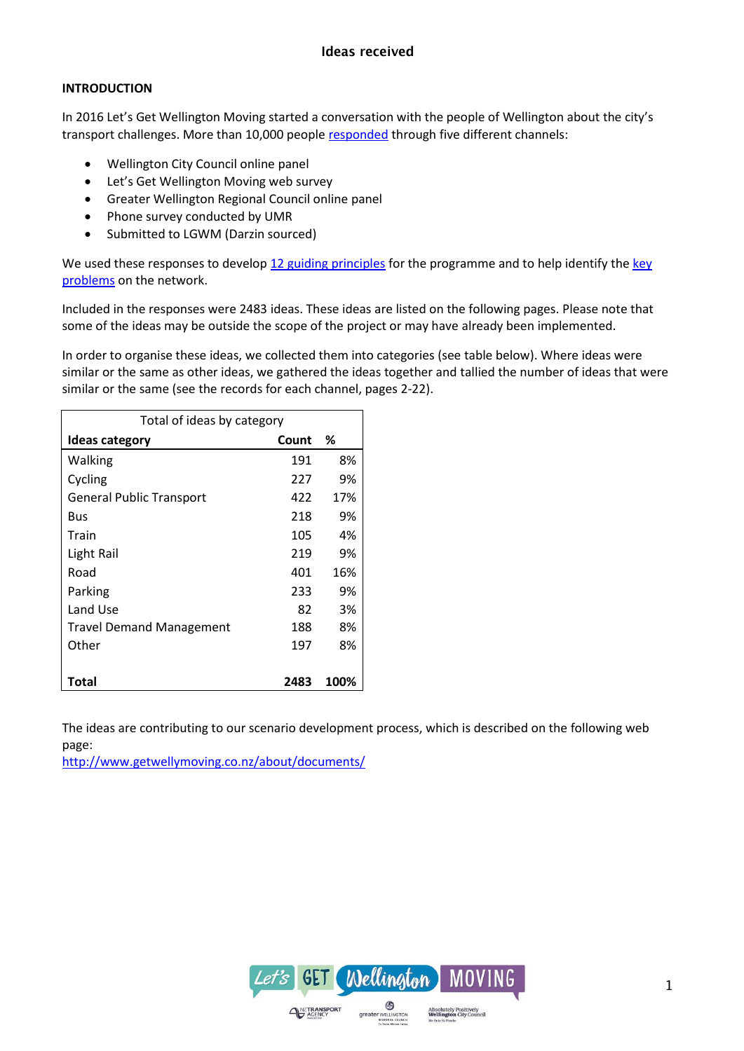# Ideas received

**INTRODUCTION**

In 2016 Let's Get Wellington Moving started a conversation with the people of Wellington about the city's transport challenges. More than 10,000 people responded through five different channels:

- Wellington City Council online panel
- Let's Get Wellington Moving web survey
- Greater Wellington Regional Council online panel
- Phone survey conducted by UMR
- Submitted to LGWM (Darzin sourced)

We used these responses to develop 12 guiding principles for the programme and to help identify the key problems on the network.

Included in the responses were 2483 ideas. These ideas are listed on the following pages. Please note that some of the ideas may be outside the scope of the project or may have already been implemented.

In order to organise these ideas, we collected them into categories (see table below). Where ideas were similar or the same as other ideas, we gathered the ideas together and tallied the number of ideas that were similar or the same (see the records for each channel, pages 2-22).

| Total of ideas by category | | |
|---|---|---|
| **Ideas category** | **Count** | **%** |
| Walking | 191 | 8% |
| Cycling | 227 | 9% |
| General Public Transport | 422 | 17% |
| Bus | 218 | 9% |
| Train | 105 | 4% |
| Light Rail | 219 | 9% |
| Road | 401 | 16% |
| Parking | 233 | 9% |
| Land Use | 82 | 3% |
| Travel Demand Management | 188 | 8% |
| Other | 197 | 8% |
| **Total** | **2483** | **100%** |

The ideas are contributing to our scenario development process, which is described on the following web page:
http://www.getwellymoving.co.nz/about/documents/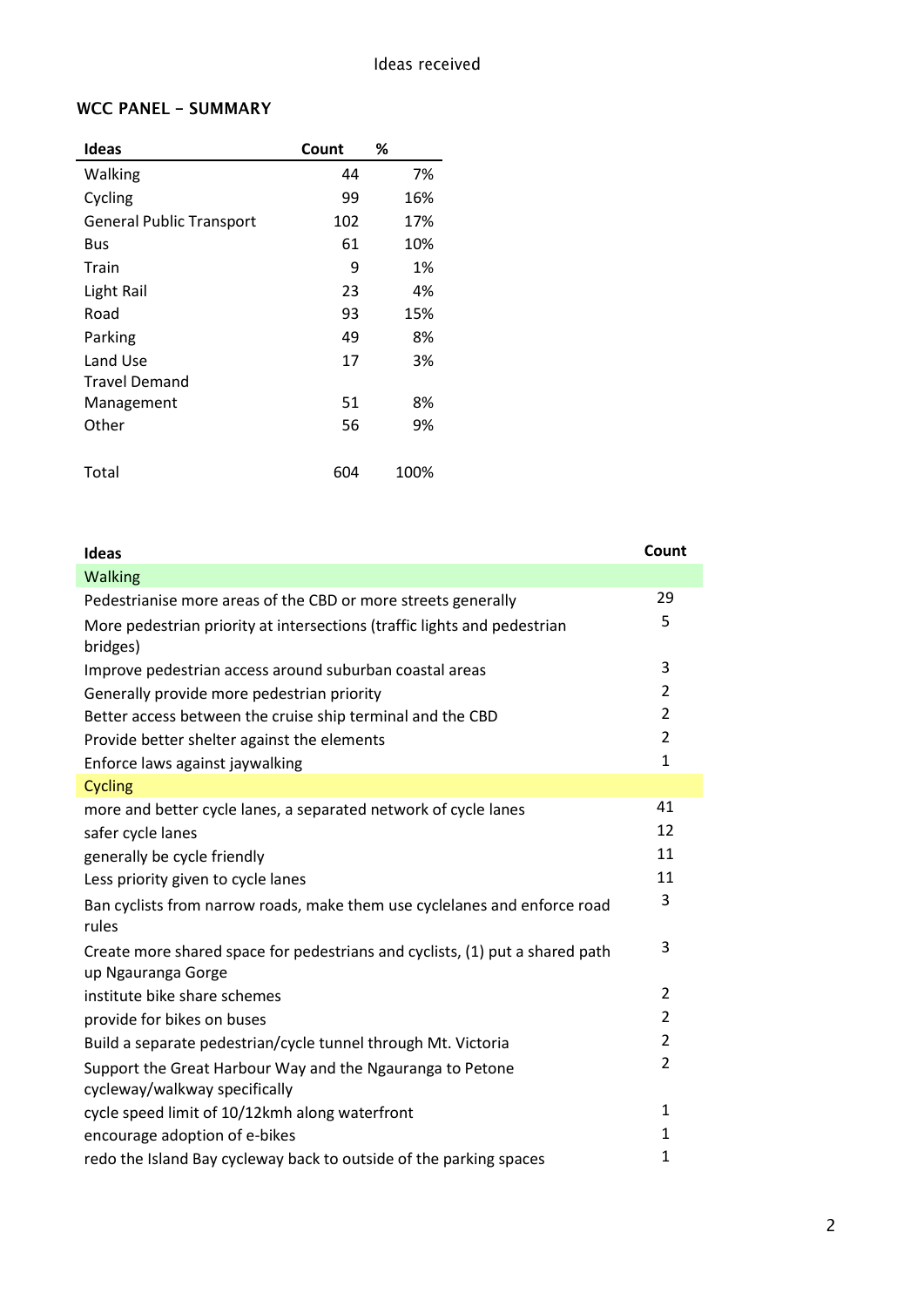Ideas received

## WCC PANEL – SUMMARY

| Ideas | Count | % |
|---|---|---|
| Walking | 44 | 7% |
| Cycling | 99 | 16% |
| General Public Transport | 102 | 17% |
| Bus | 61 | 10% |
| Train | 9 | 1% |
| Light Rail | 23 | 4% |
| Road | 93 | 15% |
| Parking | 49 | 8% |
| Land Use | 17 | 3% |
| Travel Demand Management | 51 | 8% |
| Other | 56 | 9% |
| Total | 604 | 100% |

| Ideas | Count |
|---|---|
| **Walking** | |
| Pedestrianise more areas of the CBD or more streets generally | 29 |
| More pedestrian priority at intersections (traffic lights and pedestrian bridges) | 5 |
| Improve pedestrian access around suburban coastal areas | 3 |
| Generally provide more pedestrian priority | 2 |
| Better access between the cruise ship terminal and the CBD | 2 |
| Provide better shelter against the elements | 2 |
| Enforce laws against jaywalking | 1 |
| **Cycling** | |
| more and better cycle lanes, a separated network of cycle lanes | 41 |
| safer cycle lanes | 12 |
| generally be cycle friendly | 11 |
| Less priority given to cycle lanes | 11 |
| Ban cyclists from narrow roads, make them use cyclelanes and enforce road rules | 3 |
| Create more shared space for pedestrians and cyclists, (1) put a shared path up Ngauranga Gorge | 3 |
| institute bike share schemes | 2 |
| provide for bikes on buses | 2 |
| Build a separate pedestrian/cycle tunnel through Mt. Victoria | 2 |
| Support the Great Harbour Way and the Ngauranga to Petone cycleway/walkway specifically | 2 |
| cycle speed limit of 10/12kmh along waterfront | 1 |
| encourage adoption of e-bikes | 1 |
| redo the Island Bay cycleway back to outside of the parking spaces | 1 |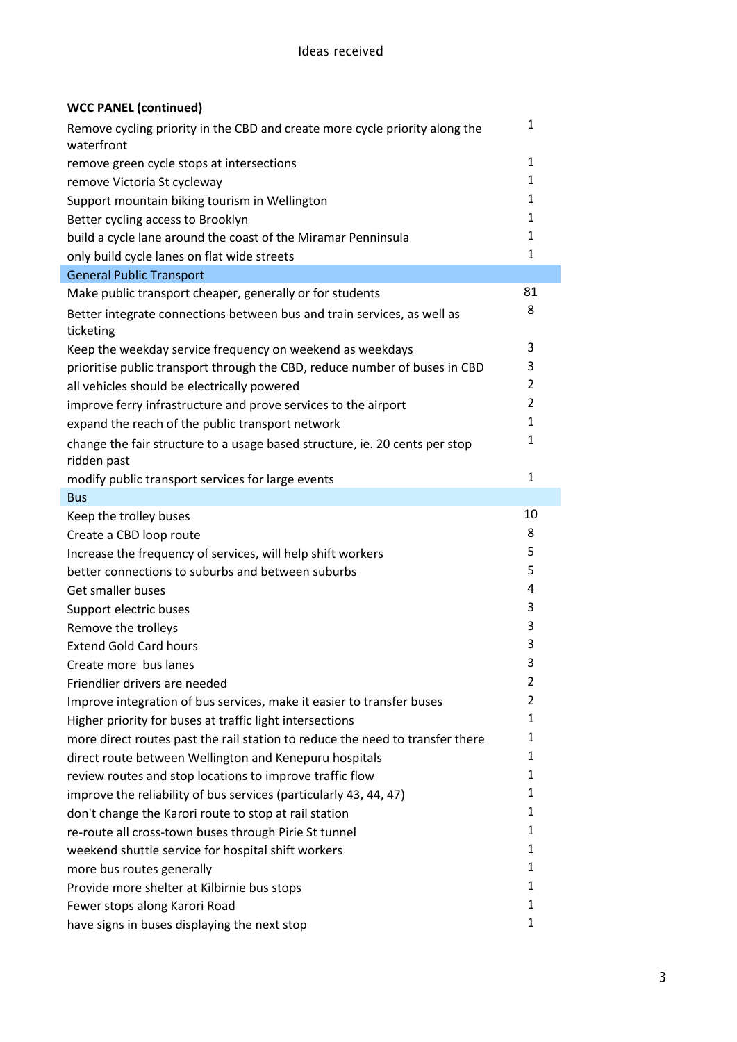Ideas received

**WCC PANEL (continued)**

| | |
|---|---|
| Remove cycling priority in the CBD and create more cycle priority along the waterfront | 1 |
| remove green cycle stops at intersections | 1 |
| remove Victoria St cycleway | 1 |
| Support mountain biking tourism in Wellington | 1 |
| Better cycling access to Brooklyn | 1 |
| build a cycle lane around the coast of the Miramar Penninsula | 1 |
| only build cycle lanes on flat wide streets | 1 |
| **General Public Transport** | |
| Make public transport cheaper, generally or for students | 81 |
| Better integrate connections between bus and train services, as well as ticketing | 8 |
| Keep the weekday service frequency on weekend as weekdays | 3 |
| prioritise public transport through the CBD, reduce number of buses in CBD | 3 |
| all vehicles should be electrically powered | 2 |
| improve ferry infrastructure and prove services to the airport | 2 |
| expand the reach of the public transport network | 1 |
| change the fair structure to a usage based structure, ie. 20 cents per stop ridden past | 1 |
| modify public transport services for large events | 1 |
| **Bus** | |
| Keep the trolley buses | 10 |
| Create a CBD loop route | 8 |
| Increase the frequency of services, will help shift workers | 5 |
| better connections to suburbs and between suburbs | 5 |
| Get smaller buses | 4 |
| Support electric buses | 3 |
| Remove the trolleys | 3 |
| Extend Gold Card hours | 3 |
| Create more bus lanes | 3 |
| Friendlier drivers are needed | 2 |
| Improve integration of bus services, make it easier to transfer buses | 2 |
| Higher priority for buses at traffic light intersections | 1 |
| more direct routes past the rail station to reduce the need to transfer there | 1 |
| direct route between Wellington and Kenepuru hospitals | 1 |
| review routes and stop locations to improve traffic flow | 1 |
| improve the reliability of bus services (particularly 43, 44, 47) | 1 |
| don't change the Karori route to stop at rail station | 1 |
| re-route all cross-town buses through Pirie St tunnel | 1 |
| weekend shuttle service for hospital shift workers | 1 |
| more bus routes generally | 1 |
| Provide more shelter at Kilbirnie bus stops | 1 |
| Fewer stops along Karori Road | 1 |
| have signs in buses displaying the next stop | 1 |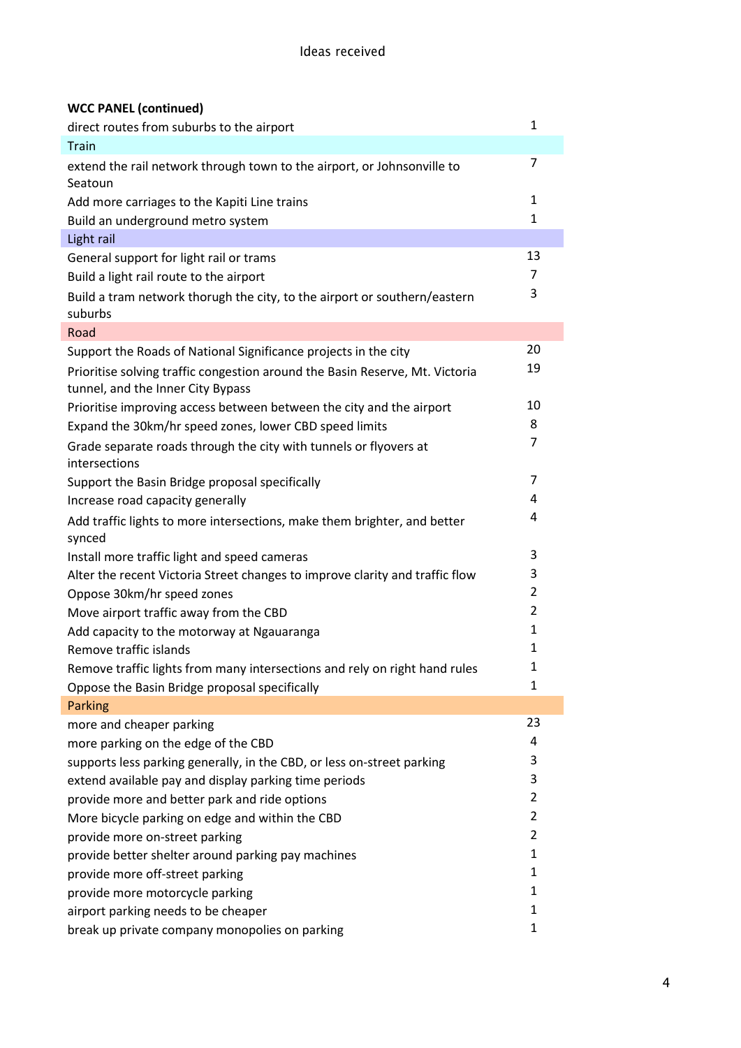Ideas received

| **WCC PANEL (continued)** | |
|---|---|
| direct routes from suburbs to the airport | 1 |
| Train | |
| extend the rail network through town to the airport, or Johnsonville to Seatoun | 7 |
| Add more carriages to the Kapiti Line trains | 1 |
| Build an underground metro system | 1 |
| Light rail | |
| General support for light rail or trams | 13 |
| Build a light rail route to the airport | 7 |
| Build a tram network thorugh the city, to the airport or southern/eastern suburbs | 3 |
| Road | |
| Support the Roads of National Significance projects in the city | 20 |
| Prioritise solving traffic congestion around the Basin Reserve, Mt. Victoria tunnel, and the Inner City Bypass | 19 |
| Prioritise improving access between between the city and the airport | 10 |
| Expand the 30km/hr speed zones, lower CBD speed limits | 8 |
| Grade separate roads through the city with tunnels or flyovers at intersections | 7 |
| Support the Basin Bridge proposal specifically | 7 |
| Increase road capacity generally | 4 |
| Add traffic lights to more intersections, make them brighter, and better synced | 4 |
| Install more traffic light and speed cameras | 3 |
| Alter the recent Victoria Street changes to improve clarity and traffic flow | 3 |
| Oppose 30km/hr speed zones | 2 |
| Move airport traffic away from the CBD | 2 |
| Add capacity to the motorway at Ngauaranga | 1 |
| Remove traffic islands | 1 |
| Remove traffic lights from many intersections and rely on right hand rules | 1 |
| Oppose the Basin Bridge proposal specifically | 1 |
| Parking | |
| more and cheaper parking | 23 |
| more parking on the edge of the CBD | 4 |
| supports less parking generally, in the CBD, or less on-street parking | 3 |
| extend available pay and display parking time periods | 3 |
| provide more and better park and ride options | 2 |
| More bicycle parking on edge and within the CBD | 2 |
| provide more on-street parking | 2 |
| provide better shelter around parking pay machines | 1 |
| provide more off-street parking | 1 |
| provide more motorcycle parking | 1 |
| airport parking needs to be cheaper | 1 |
| break up private company monopolies on parking | 1 |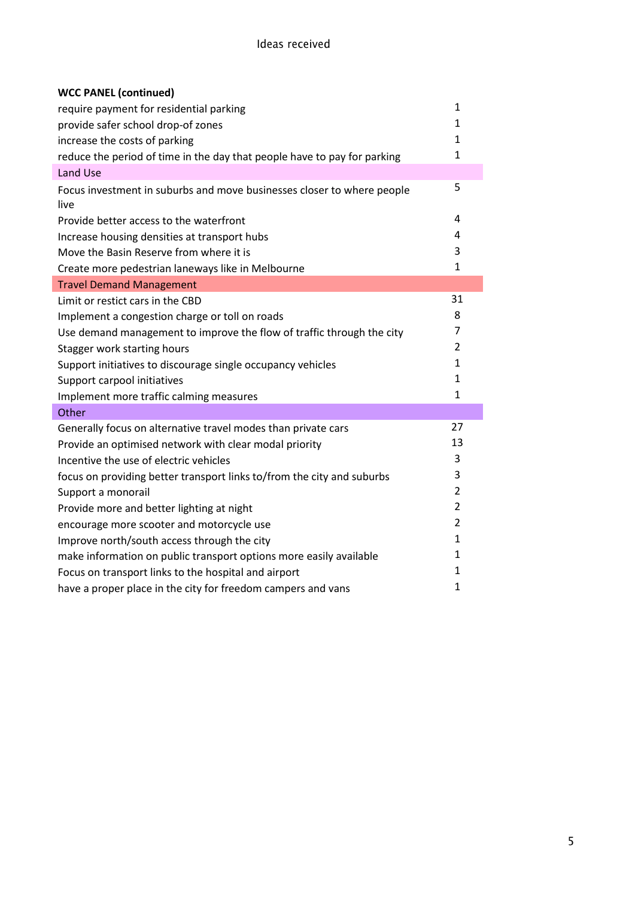Ideas received

| **WCC PANEL (continued)** | |
|---|---|
| require payment for residential parking | 1 |
| provide safer school drop-of zones | 1 |
| increase the costs of parking | 1 |
| reduce the period of time in the day that people have to pay for parking | 1 |
| Land Use | |
| Focus investment in suburbs and move businesses closer to where people live | 5 |
| Provide better access to the waterfront | 4 |
| Increase housing densities at transport hubs | 4 |
| Move the Basin Reserve from where it is | 3 |
| Create more pedestrian laneways like in Melbourne | 1 |
| Travel Demand Management | |
| Limit or restict cars in the CBD | 31 |
| Implement a congestion charge or toll on roads | 8 |
| Use demand management to improve the flow of traffic through the city | 7 |
| Stagger work starting hours | 2 |
| Support initiatives to discourage single occupancy vehicles | 1 |
| Support carpool initiatives | 1 |
| Implement more traffic calming measures | 1 |
| Other | |
| Generally focus on alternative travel modes than private cars | 27 |
| Provide an optimised network with clear modal priority | 13 |
| Incentive the use of electric vehicles | 3 |
| focus on providing better transport links to/from the city and suburbs | 3 |
| Support a monorail | 2 |
| Provide more and better lighting at night | 2 |
| encourage more scooter and motorcycle use | 2 |
| Improve north/south access through the city | 1 |
| make information on public transport options more easily available | 1 |
| Focus on transport links to the hospital and airport | 1 |
| have a proper place in the city for freedom campers and vans | 1 |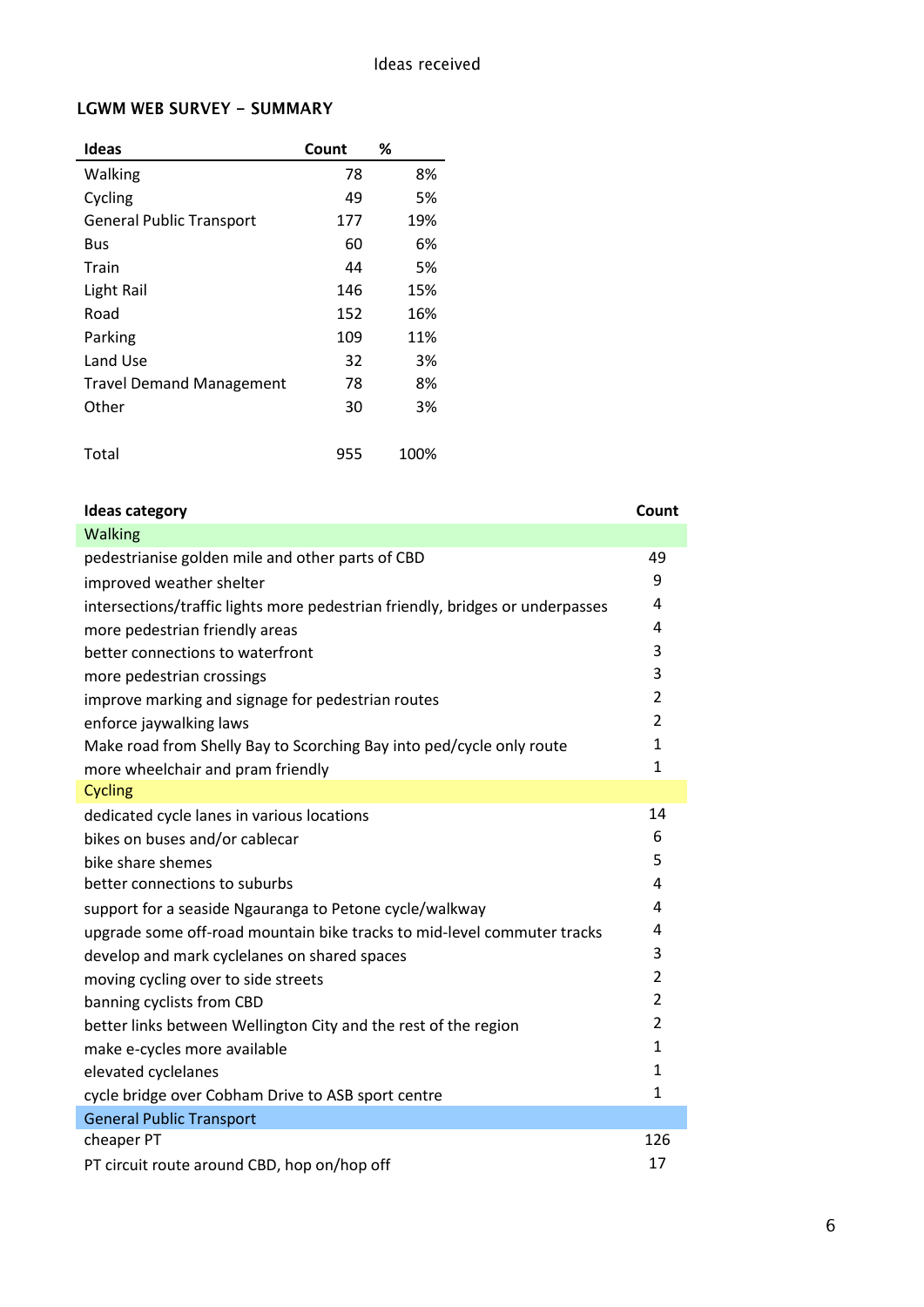Ideas received

## LGWM WEB SURVEY – SUMMARY

| Ideas | Count | % |
|---|---|---|
| Walking | 78 | 8% |
| Cycling | 49 | 5% |
| General Public Transport | 177 | 19% |
| Bus | 60 | 6% |
| Train | 44 | 5% |
| Light Rail | 146 | 15% |
| Road | 152 | 16% |
| Parking | 109 | 11% |
| Land Use | 32 | 3% |
| Travel Demand Management | 78 | 8% |
| Other | 30 | 3% |
| Total | 955 | 100% |

| Ideas category | Count |
|---|---|
| **Walking** | |
| pedestrianise golden mile and other parts of CBD | 49 |
| improved weather shelter | 9 |
| intersections/traffic lights more pedestrian friendly, bridges or underpasses | 4 |
| more pedestrian friendly areas | 4 |
| better connections to waterfront | 3 |
| more pedestrian crossings | 3 |
| improve marking and signage for pedestrian routes | 2 |
| enforce jaywalking laws | 2 |
| Make road from Shelly Bay to Scorching Bay into ped/cycle only route | 1 |
| more wheelchair and pram friendly | 1 |
| **Cycling** | |
| dedicated cycle lanes in various locations | 14 |
| bikes on buses and/or cablecar | 6 |
| bike share shemes | 5 |
| better connections to suburbs | 4 |
| support for a seaside Ngauranga to Petone cycle/walkway | 4 |
| upgrade some off-road mountain bike tracks to mid-level commuter tracks | 4 |
| develop and mark cyclelanes on shared spaces | 3 |
| moving cycling over to side streets | 2 |
| banning cyclists from CBD | 2 |
| better links between Wellington City and the rest of the region | 2 |
| make e-cycles more available | 1 |
| elevated cyclelanes | 1 |
| cycle bridge over Cobham Drive to ASB sport centre | 1 |
| **General Public Transport** | |
| cheaper PT | 126 |
| PT circuit route around CBD, hop on/hop off | 17 |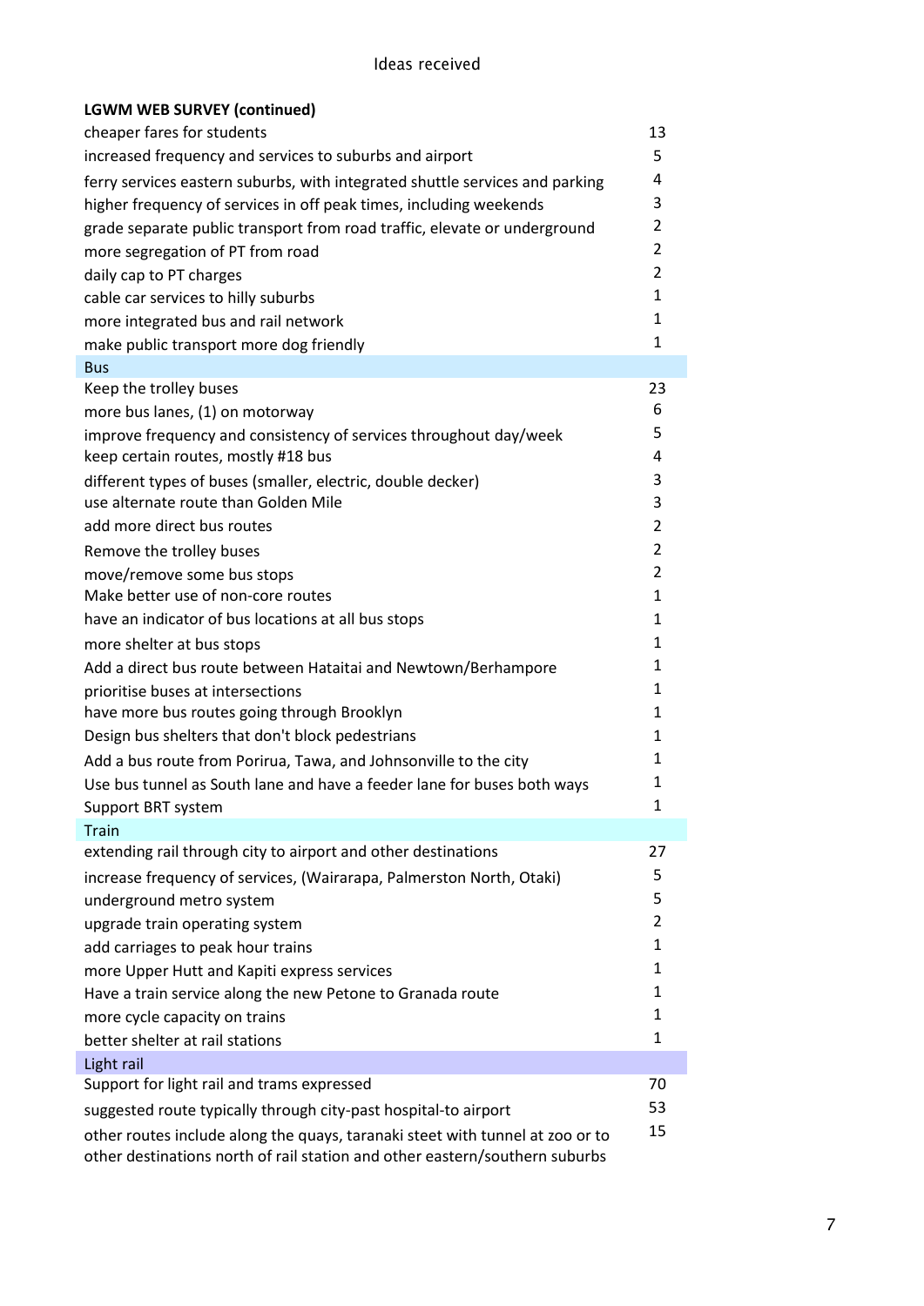Ideas received

**LGWM WEB SURVEY (continued)**

| | |
|---|---|
| cheaper fares for students | 13 |
| increased frequency and services to suburbs and airport | 5 |
| ferry services eastern suburbs, with integrated shuttle services and parking | 4 |
| higher frequency of services in off peak times, including weekends | 3 |
| grade separate public transport from road traffic, elevate or underground | 2 |
| more segregation of PT from road | 2 |
| daily cap to PT charges | 2 |
| cable car services to hilly suburbs | 1 |
| more integrated bus and rail network | 1 |
| make public transport more dog friendly | 1 |
| **Bus** | |
| Keep the trolley buses | 23 |
| more bus lanes, (1) on motorway | 6 |
| improve frequency and consistency of services throughout day/week | 5 |
| keep certain routes, mostly #18 bus | 4 |
| different types of buses (smaller, electric, double decker) | 3 |
| use alternate route than Golden Mile | 3 |
| add more direct bus routes | 2 |
| Remove the trolley buses | 2 |
| move/remove some bus stops | 2 |
| Make better use of non-core routes | 1 |
| have an indicator of bus locations at all bus stops | 1 |
| more shelter at bus stops | 1 |
| Add a direct bus route between Hataitai and Newtown/Berhampore | 1 |
| prioritise buses at intersections | 1 |
| have more bus routes going through Brooklyn | 1 |
| Design bus shelters that don't block pedestrians | 1 |
| Add a bus route from Porirua, Tawa, and Johnsonville to the city | 1 |
| Use bus tunnel as South lane and have a feeder lane for buses both ways | 1 |
| Support BRT system | 1 |
| **Train** | |
| extending rail through city to airport and other destinations | 27 |
| increase frequency of services, (Wairarapa, Palmerston North, Otaki) | 5 |
| underground metro system | 5 |
| upgrade train operating system | 2 |
| add carriages to peak hour trains | 1 |
| more Upper Hutt and Kapiti express services | 1 |
| Have a train service along the new Petone to Granada route | 1 |
| more cycle capacity on trains | 1 |
| better shelter at rail stations | 1 |
| **Light rail** | |
| Support for light rail and trams expressed | 70 |
| suggested route typically through city-past hospital-to airport | 53 |
| other routes include along the quays, taranaki steet with tunnel at zoo or to other destinations north of rail station and other eastern/southern suburbs | 15 |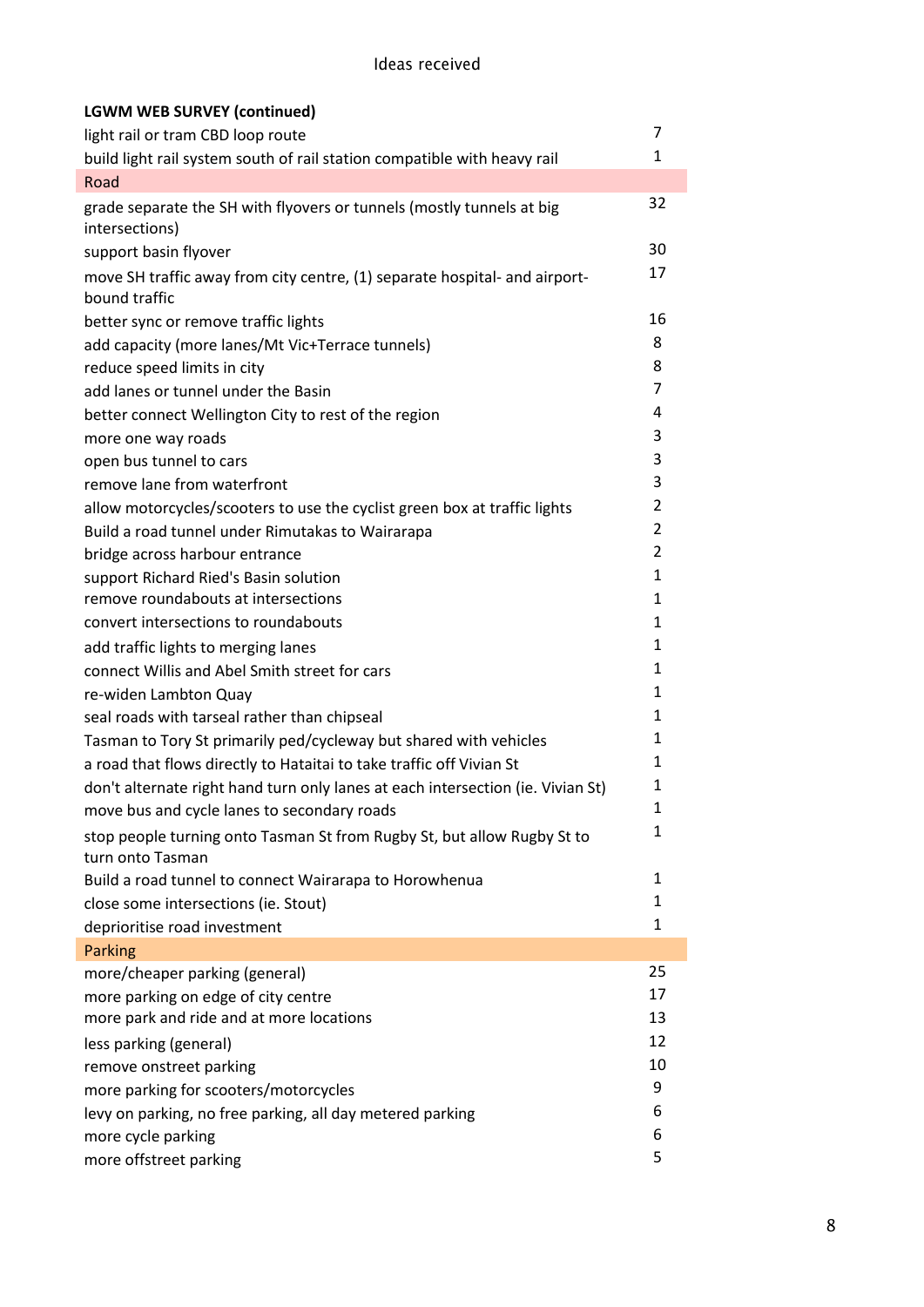Ideas received

| LGWM WEB SURVEY (continued) | |
|---|---|
| light rail or tram CBD loop route | 7 |
| build light rail system south of rail station compatible with heavy rail | 1 |
| **Road** | |
| grade separate the SH with flyovers or tunnels (mostly tunnels at big intersections) | 32 |
| support basin flyover | 30 |
| move SH traffic away from city centre, (1) separate hospital- and airport-bound traffic | 17 |
| better sync or remove traffic lights | 16 |
| add capacity (more lanes/Mt Vic+Terrace tunnels) | 8 |
| reduce speed limits in city | 8 |
| add lanes or tunnel under the Basin | 7 |
| better connect Wellington City to rest of the region | 4 |
| more one way roads | 3 |
| open bus tunnel to cars | 3 |
| remove lane from waterfront | 3 |
| allow motorcycles/scooters to use the cyclist green box at traffic lights | 2 |
| Build a road tunnel under Rimutakas to Wairarapa | 2 |
| bridge across harbour entrance | 2 |
| support Richard Ried's Basin solution | 1 |
| remove roundabouts at intersections | 1 |
| convert intersections to roundabouts | 1 |
| add traffic lights to merging lanes | 1 |
| connect Willis and Abel Smith street for cars | 1 |
| re-widen Lambton Quay | 1 |
| seal roads with tarseal rather than chipseal | 1 |
| Tasman to Tory St primarily ped/cycleway but shared with vehicles | 1 |
| a road that flows directly to Hataitai to take traffic off Vivian St | 1 |
| don't alternate right hand turn only lanes at each intersection (ie. Vivian St) | 1 |
| move bus and cycle lanes to secondary roads | 1 |
| stop people turning onto Tasman St from Rugby St, but allow Rugby St to turn onto Tasman | 1 |
| Build a road tunnel to connect Wairarapa to Horowhenua | 1 |
| close some intersections (ie. Stout) | 1 |
| deprioritise road investment | 1 |
| **Parking** | |
| more/cheaper parking (general) | 25 |
| more parking on edge of city centre | 17 |
| more park and ride and at more locations | 13 |
| less parking (general) | 12 |
| remove onstreet parking | 10 |
| more parking for scooters/motorcycles | 9 |
| levy on parking, no free parking, all day metered parking | 6 |
| more cycle parking | 6 |
| more offstreet parking | 5 |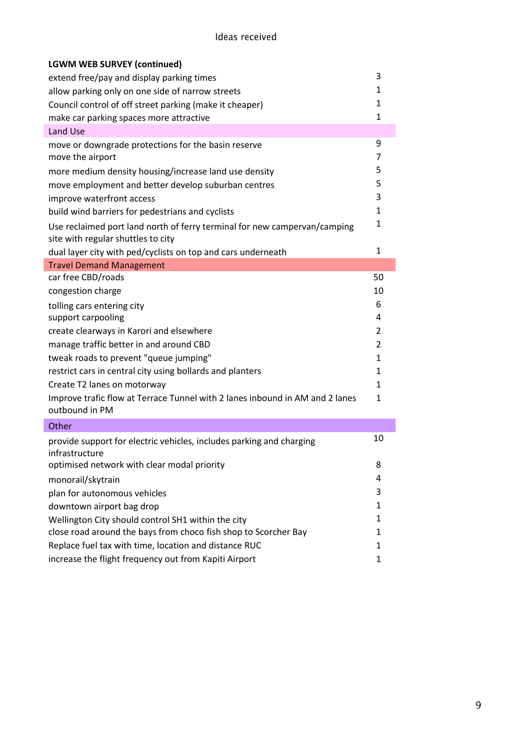Ideas received

| LGWM WEB SURVEY (continued) | |
|---|---|
| extend free/pay and display parking times | 3 |
| allow parking only on one side of narrow streets | 1 |
| Council control of off street parking (make it cheaper) | 1 |
| make car parking spaces more attractive | 1 |
| **Land Use** | |
| move or downgrade protections for the basin reserve | 9 |
| move the airport | 7 |
| more medium density housing/increase land use density | 5 |
| move employment and better develop suburban centres | 5 |
| improve waterfront access | 3 |
| build wind barriers for pedestrians and cyclists | 1 |
| Use reclaimed port land north of ferry terminal for new campervan/camping site with regular shuttles to city | 1 |
| dual layer city with ped/cyclists on top and cars underneath | 1 |
| **Travel Demand Management** | |
| car free CBD/roads | 50 |
| congestion charge | 10 |
| tolling cars entering city | 6 |
| support carpooling | 4 |
| create clearways in Karori and elsewhere | 2 |
| manage traffic better in and around CBD | 2 |
| tweak roads to prevent "queue jumping" | 1 |
| restrict cars in central city using bollards and planters | 1 |
| Create T2 lanes on motorway | 1 |
| Improve trafic flow at Terrace Tunnel with 2 lanes inbound in AM and 2 lanes outbound in PM | 1 |
| **Other** | |
| provide support for electric vehicles, includes parking and charging infrastructure | 10 |
| optimised network with clear modal priority | 8 |
| monorail/skytrain | 4 |
| plan for autonomous vehicles | 3 |
| downtown airport bag drop | 1 |
| Wellington City should control SH1 within the city | 1 |
| close road around the bays from choco fish shop to Scorcher Bay | 1 |
| Replace fuel tax with time, location and distance RUC | 1 |
| increase the flight frequency out from Kapiti Airport | 1 |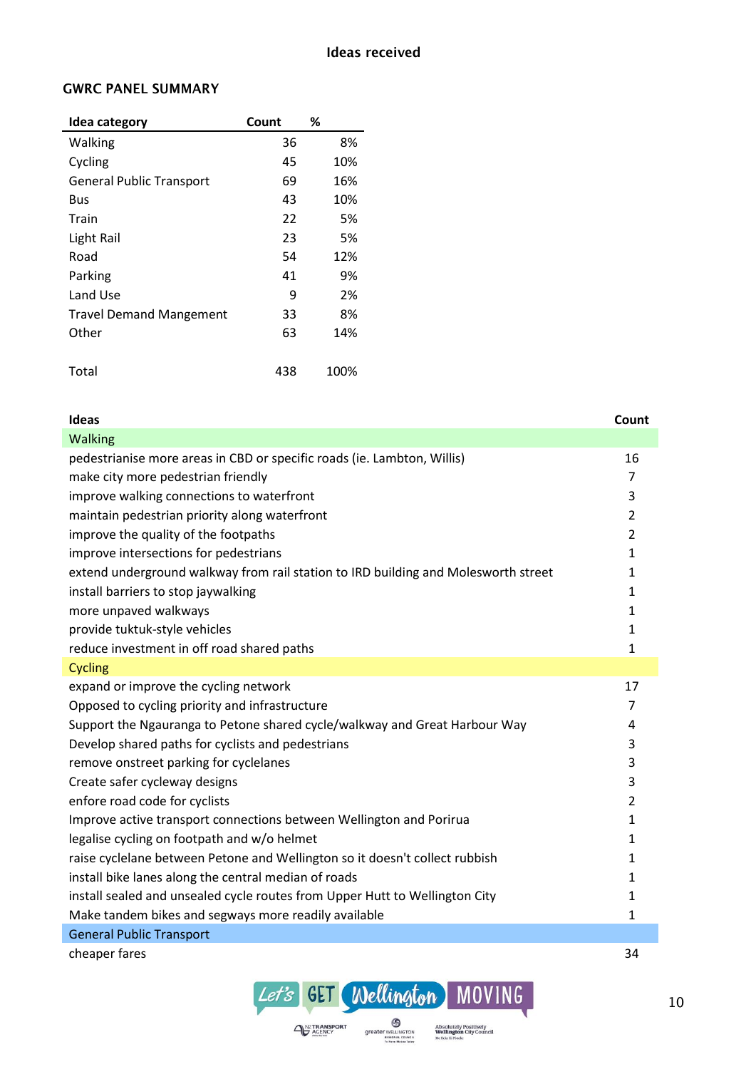# Ideas received

## GWRC PANEL SUMMARY

| Idea category | Count | % |
|---|---|---|
| Walking | 36 | 8% |
| Cycling | 45 | 10% |
| General Public Transport | 69 | 16% |
| Bus | 43 | 10% |
| Train | 22 | 5% |
| Light Rail | 23 | 5% |
| Road | 54 | 12% |
| Parking | 41 | 9% |
| Land Use | 9 | 2% |
| Travel Demand Mangement | 33 | 8% |
| Other | 63 | 14% |
| | | |
| Total | 438 | 100% |

| Ideas | Count |
|---|---|
| **Walking** | |
| pedestrianise more areas in CBD or specific roads (ie. Lambton, Willis) | 16 |
| make city more pedestrian friendly | 7 |
| improve walking connections to waterfront | 3 |
| maintain pedestrian priority along waterfront | 2 |
| improve the quality of the footpaths | 2 |
| improve intersections for pedestrians | 1 |
| extend underground walkway from rail station to IRD building and Molesworth street | 1 |
| install barriers to stop jaywalking | 1 |
| more unpaved walkways | 1 |
| provide tuktuk-style vehicles | 1 |
| reduce investment in off road shared paths | 1 |
| **Cycling** | |
| expand or improve the cycling network | 17 |
| Opposed to cycling priority and infrastructure | 7 |
| Support the Ngauranga to Petone shared cycle/walkway and Great Harbour Way | 4 |
| Develop shared paths for cyclists and pedestrians | 3 |
| remove onstreet parking for cyclelanes | 3 |
| Create safer cycleway designs | 3 |
| enfore road code for cyclists | 2 |
| Improve active transport connections between Wellington and Porirua | 1 |
| legalise cycling on footpath and w/o helmet | 1 |
| raise cyclelane between Petone and Wellington so it doesn't collect rubbish | 1 |
| install bike lanes along the central median of roads | 1 |
| install sealed and unsealed cycle routes from Upper Hutt to Wellington City | 1 |
| Make tandem bikes and segways more readily available | 1 |
| **General Public Transport** | |
| cheaper fares | 34 |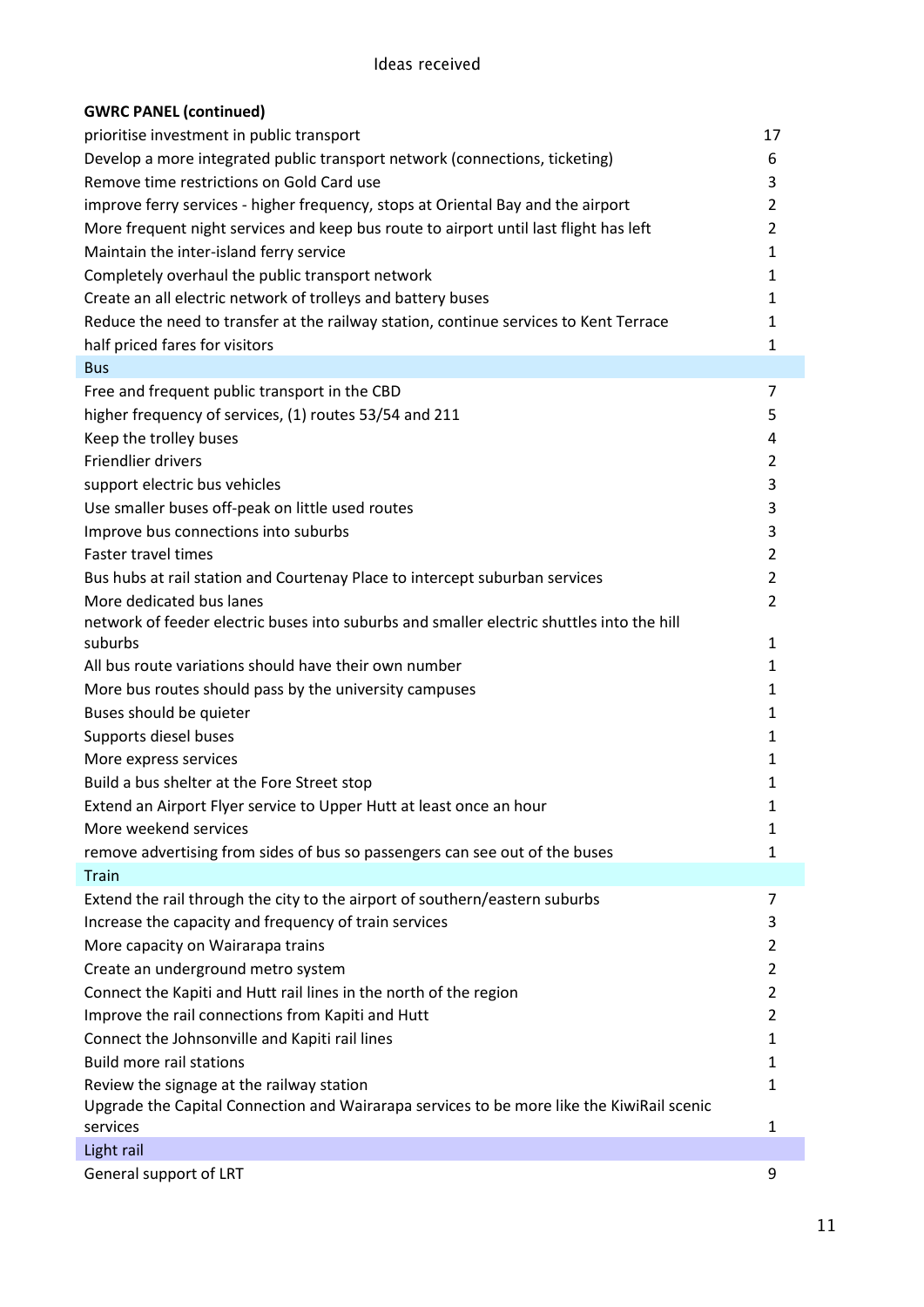Ideas received

**GWRC PANEL (continued)**

| | |
|---|---|
| prioritise investment in public transport | 17 |
| Develop a more integrated public transport network (connections, ticketing) | 6 |
| Remove time restrictions on Gold Card use | 3 |
| improve ferry services - higher frequency, stops at Oriental Bay and the airport | 2 |
| More frequent night services and keep bus route to airport until last flight has left | 2 |
| Maintain the inter-island ferry service | 1 |
| Completely overhaul the public transport network | 1 |
| Create an all electric network of trolleys and battery buses | 1 |
| Reduce the need to transfer at the railway station, continue services to Kent Terrace | 1 |
| half priced fares for visitors | 1 |
| Bus | |
| Free and frequent public transport in the CBD | 7 |
| higher frequency of services, (1) routes 53/54 and 211 | 5 |
| Keep the trolley buses | 4 |
| Friendlier drivers | 2 |
| support electric bus vehicles | 3 |
| Use smaller buses off-peak on little used routes | 3 |
| Improve bus connections into suburbs | 3 |
| Faster travel times | 2 |
| Bus hubs at rail station and Courtenay Place to intercept suburban services | 2 |
| More dedicated bus lanes | 2 |
| network of feeder electric buses into suburbs and smaller electric shuttles into the hill suburbs | 1 |
| All bus route variations should have their own number | 1 |
| More bus routes should pass by the university campuses | 1 |
| Buses should be quieter | 1 |
| Supports diesel buses | 1 |
| More express services | 1 |
| Build a bus shelter at the Fore Street stop | 1 |
| Extend an Airport Flyer service to Upper Hutt at least once an hour | 1 |
| More weekend services | 1 |
| remove advertising from sides of bus so passengers can see out of the buses | 1 |
| Train | |
| Extend the rail through the city to the airport of southern/eastern suburbs | 7 |
| Increase the capacity and frequency of train services | 3 |
| More capacity on Wairarapa trains | 2 |
| Create an underground metro system | 2 |
| Connect the Kapiti and Hutt rail lines in the north of the region | 2 |
| Improve the rail connections from Kapiti and Hutt | 2 |
| Connect the Johnsonville and Kapiti rail lines | 1 |
| Build more rail stations | 1 |
| Review the signage at the railway station | 1 |
| Upgrade the Capital Connection and Wairarapa services to be more like the KiwiRail scenic services | 1 |
| Light rail | |
| General support of LRT | 9 |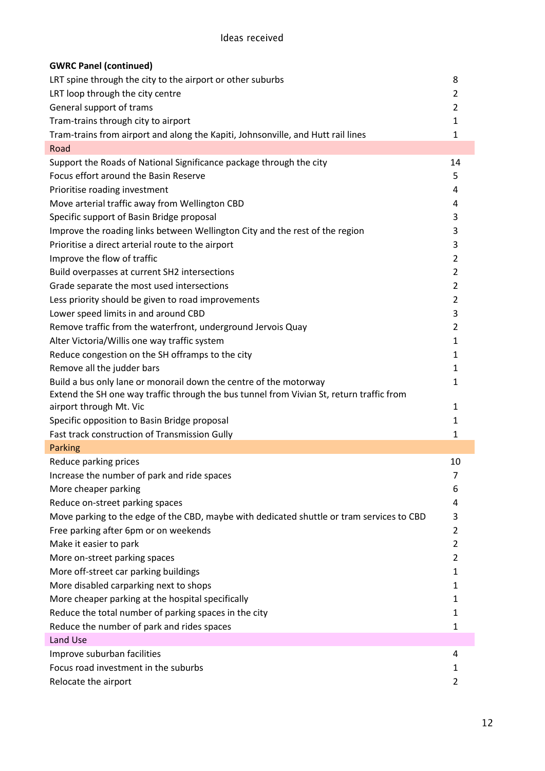## Ideas received

| **GWRC Panel (continued)** | |
|---|---|
| LRT spine through the city to the airport or other suburbs | 8 |
| LRT loop through the city centre | 2 |
| General support of trams | 2 |
| Tram-trains through city to airport | 1 |
| Tram-trains from airport and along the Kapiti, Johnsonville, and Hutt rail lines | 1 |
| **Road** | |
| Support the Roads of National Significance package through the city | 14 |
| Focus effort around the Basin Reserve | 5 |
| Prioritise roading investment | 4 |
| Move arterial traffic away from Wellington CBD | 4 |
| Specific support of Basin Bridge proposal | 3 |
| Improve the roading links between Wellington City and the rest of the region | 3 |
| Prioritise a direct arterial route to the airport | 3 |
| Improve the flow of traffic | 2 |
| Build overpasses at current SH2 intersections | 2 |
| Grade separate the most used intersections | 2 |
| Less priority should be given to road improvements | 2 |
| Lower speed limits in and around CBD | 3 |
| Remove traffic from the waterfront, underground Jervois Quay | 2 |
| Alter Victoria/Willis one way traffic system | 1 |
| Reduce congestion on the SH offramps to the city | 1 |
| Remove all the judder bars | 1 |
| Build a bus only lane or monorail down the centre of the motorway | 1 |
| Extend the SH one way traffic through the bus tunnel from Vivian St, return traffic from airport through Mt. Vic | 1 |
| Specific opposition to Basin Bridge proposal | 1 |
| Fast track construction of Transmission Gully | 1 |
| **Parking** | |
| Reduce parking prices | 10 |
| Increase the number of park and ride spaces | 7 |
| More cheaper parking | 6 |
| Reduce on-street parking spaces | 4 |
| Move parking to the edge of the CBD, maybe with dedicated shuttle or tram services to CBD | 3 |
| Free parking after 6pm or on weekends | 2 |
| Make it easier to park | 2 |
| More on-street parking spaces | 2 |
| More off-street car parking buildings | 1 |
| More disabled carparking next to shops | 1 |
| More cheaper parking at the hospital specifically | 1 |
| Reduce the total number of parking spaces in the city | 1 |
| Reduce the number of park and rides spaces | 1 |
| **Land Use** | |
| Improve suburban facilities | 4 |
| Focus road investment in the suburbs | 1 |
| Relocate the airport | 2 |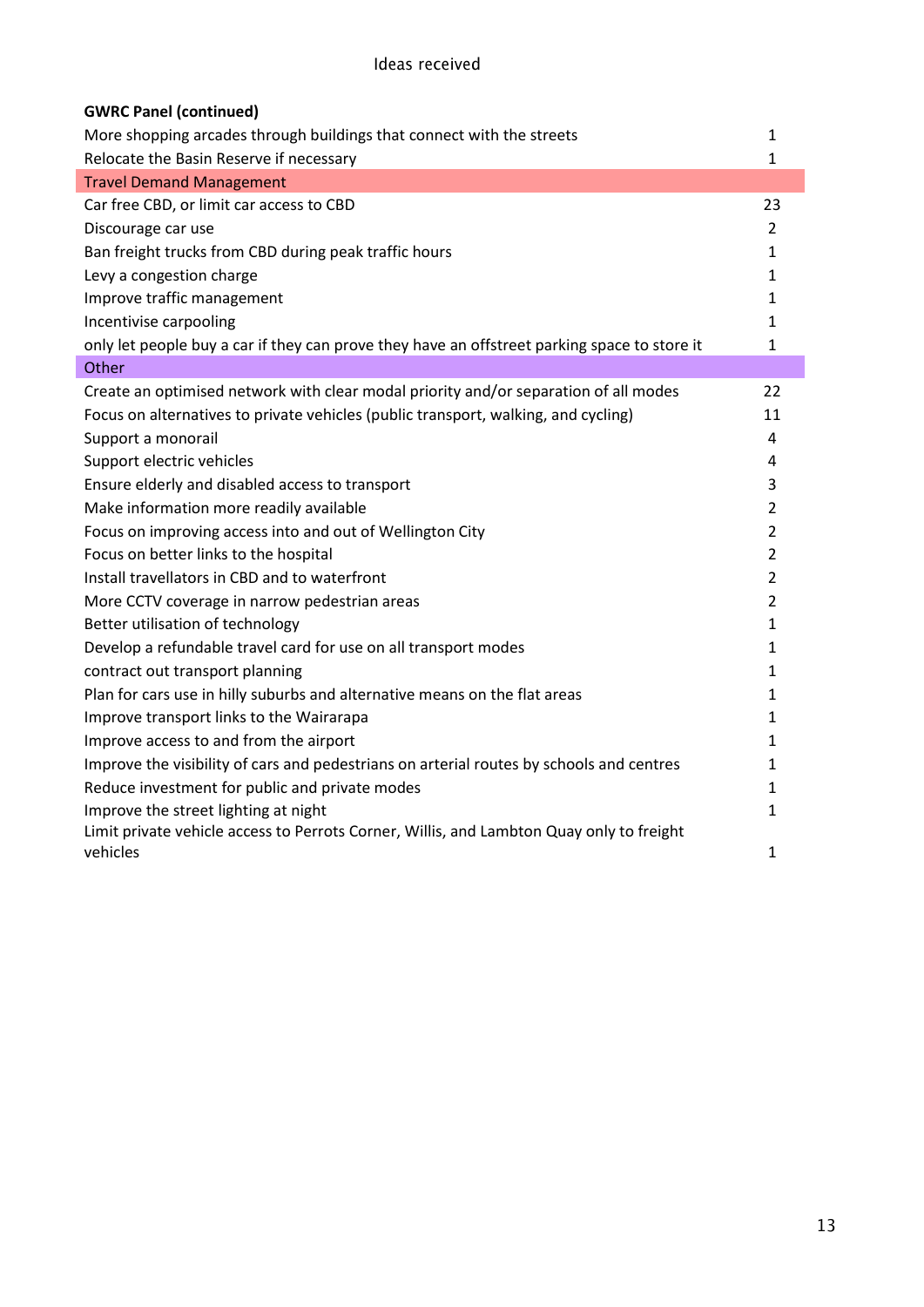Ideas received

| **GWRC Panel (continued)** | |
|---|---|
| More shopping arcades through buildings that connect with the streets | 1 |
| Relocate the Basin Reserve if necessary | 1 |
| Travel Demand Management | |
| Car free CBD, or limit car access to CBD | 23 |
| Discourage car use | 2 |
| Ban freight trucks from CBD during peak traffic hours | 1 |
| Levy a congestion charge | 1 |
| Improve traffic management | 1 |
| Incentivise carpooling | 1 |
| only let people buy a car if they can prove they have an offstreet parking space to store it | 1 |
| Other | |
| Create an optimised network with clear modal priority and/or separation of all modes | 22 |
| Focus on alternatives to private vehicles (public transport, walking, and cycling) | 11 |
| Support a monorail | 4 |
| Support electric vehicles | 4 |
| Ensure elderly and disabled access to transport | 3 |
| Make information more readily available | 2 |
| Focus on improving access into and out of Wellington City | 2 |
| Focus on better links to the hospital | 2 |
| Install travellators in CBD and to waterfront | 2 |
| More CCTV coverage in narrow pedestrian areas | 2 |
| Better utilisation of technology | 1 |
| Develop a refundable travel card for use on all transport modes | 1 |
| contract out transport planning | 1 |
| Plan for cars use in hilly suburbs and alternative means on the flat areas | 1 |
| Improve transport links to the Wairarapa | 1 |
| Improve access to and from the airport | 1 |
| Improve the visibility of cars and pedestrians on arterial routes by schools and centres | 1 |
| Reduce investment for public and private modes | 1 |
| Improve the street lighting at night | 1 |
| Limit private vehicle access to Perrots Corner, Willis, and Lambton Quay only to freight vehicles | 1 |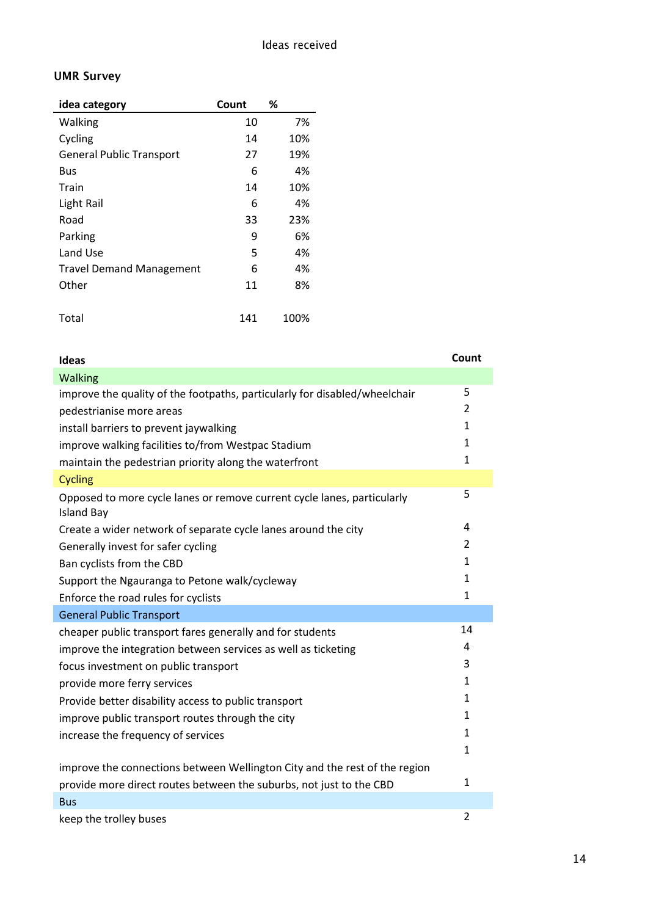Ideas received

## UMR Survey

| idea category | Count | % |
|---|---|---|
| Walking | 10 | 7% |
| Cycling | 14 | 10% |
| General Public Transport | 27 | 19% |
| Bus | 6 | 4% |
| Train | 14 | 10% |
| Light Rail | 6 | 4% |
| Road | 33 | 23% |
| Parking | 9 | 6% |
| Land Use | 5 | 4% |
| Travel Demand Management | 6 | 4% |
| Other | 11 | 8% |
| | | |
| Total | 141 | 100% |

| Ideas | Count |
|---|---|
| **Walking** | |
| improve the quality of the footpaths, particularly for disabled/wheelchair | 5 |
| pedestrianise more areas | 2 |
| install barriers to prevent jaywalking | 1 |
| improve walking facilities to/from Westpac Stadium | 1 |
| maintain the pedestrian priority along the waterfront | 1 |
| **Cycling** | |
| Opposed to more cycle lanes or remove current cycle lanes, particularly Island Bay | 5 |
| Create a wider network of separate cycle lanes around the city | 4 |
| Generally invest for safer cycling | 2 |
| Ban cyclists from the CBD | 1 |
| Support the Ngauranga to Petone walk/cycleway | 1 |
| Enforce the road rules for cyclists | 1 |
| **General Public Transport** | |
| cheaper public transport fares generally and for students | 14 |
| improve the integration between services as well as ticketing | 4 |
| focus investment on public transport | 3 |
| provide more ferry services | 1 |
| Provide better disability access to public transport | 1 |
| improve public transport routes through the city | 1 |
| increase the frequency of services | 1 |
| improve the connections between Wellington City and the rest of the region | 1 |
| provide more direct routes between the suburbs, not just to the CBD | 1 |
| **Bus** | |
| keep the trolley buses | 2 |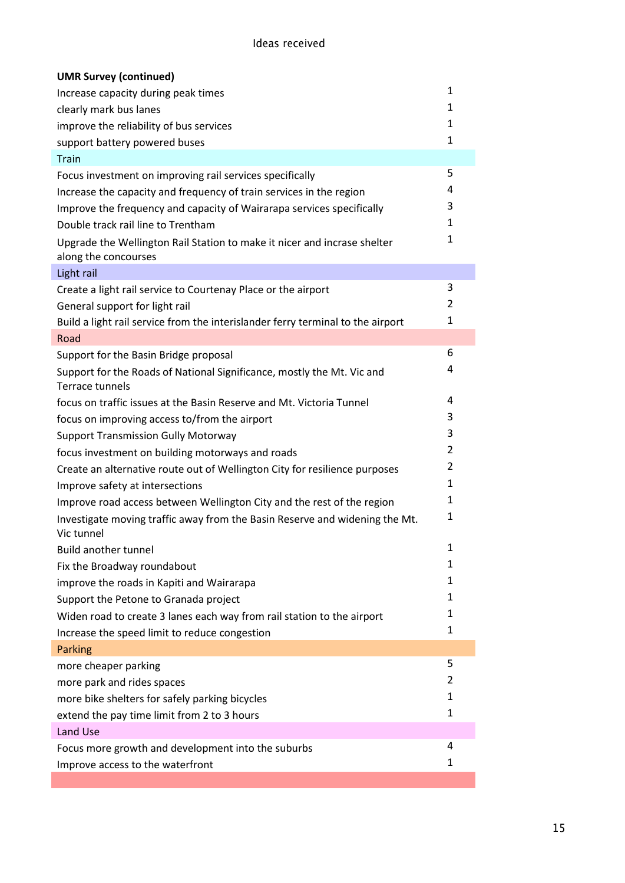Ideas received

| UMR Survey (continued) | |
|---|---|
| Increase capacity during peak times | 1 |
| clearly mark bus lanes | 1 |
| improve the reliability of bus services | 1 |
| support battery powered buses | 1 |
| Train | |
| Focus investment on improving rail services specifically | 5 |
| Increase the capacity and frequency of train services in the region | 4 |
| Improve the frequency and capacity of Wairarapa services specifically | 3 |
| Double track rail line to Trentham | 1 |
| Upgrade the Wellington Rail Station to make it nicer and incrase shelter along the concourses | 1 |
| Light rail | |
| Create a light rail service to Courtenay Place or the airport | 3 |
| General support for light rail | 2 |
| Build a light rail service from the interislander ferry terminal to the airport | 1 |
| Road | |
| Support for the Basin Bridge proposal | 6 |
| Support for the Roads of National Significance, mostly the Mt. Vic and Terrace tunnels | 4 |
| focus on traffic issues at the Basin Reserve and Mt. Victoria Tunnel | 4 |
| focus on improving access to/from the airport | 3 |
| Support Transmission Gully Motorway | 3 |
| focus investment on building motorways and roads | 2 |
| Create an alternative route out of Wellington City for resilience purposes | 2 |
| Improve safety at intersections | 1 |
| Improve road access between Wellington City and the rest of the region | 1 |
| Investigate moving traffic away from the Basin Reserve and widening the Mt. Vic tunnel | 1 |
| Build another tunnel | 1 |
| Fix the Broadway roundabout | 1 |
| improve the roads in Kapiti and Wairarapa | 1 |
| Support the Petone to Granada project | 1 |
| Widen road to create 3 lanes each way from rail station to the airport | 1 |
| Increase the speed limit to reduce congestion | 1 |
| Parking | |
| more cheaper parking | 5 |
| more park and rides spaces | 2 |
| more bike shelters for safely parking bicycles | 1 |
| extend the pay time limit from 2 to 3 hours | 1 |
| Land Use | |
| Focus more growth and development into the suburbs | 4 |
| Improve access to the waterfront | 1 |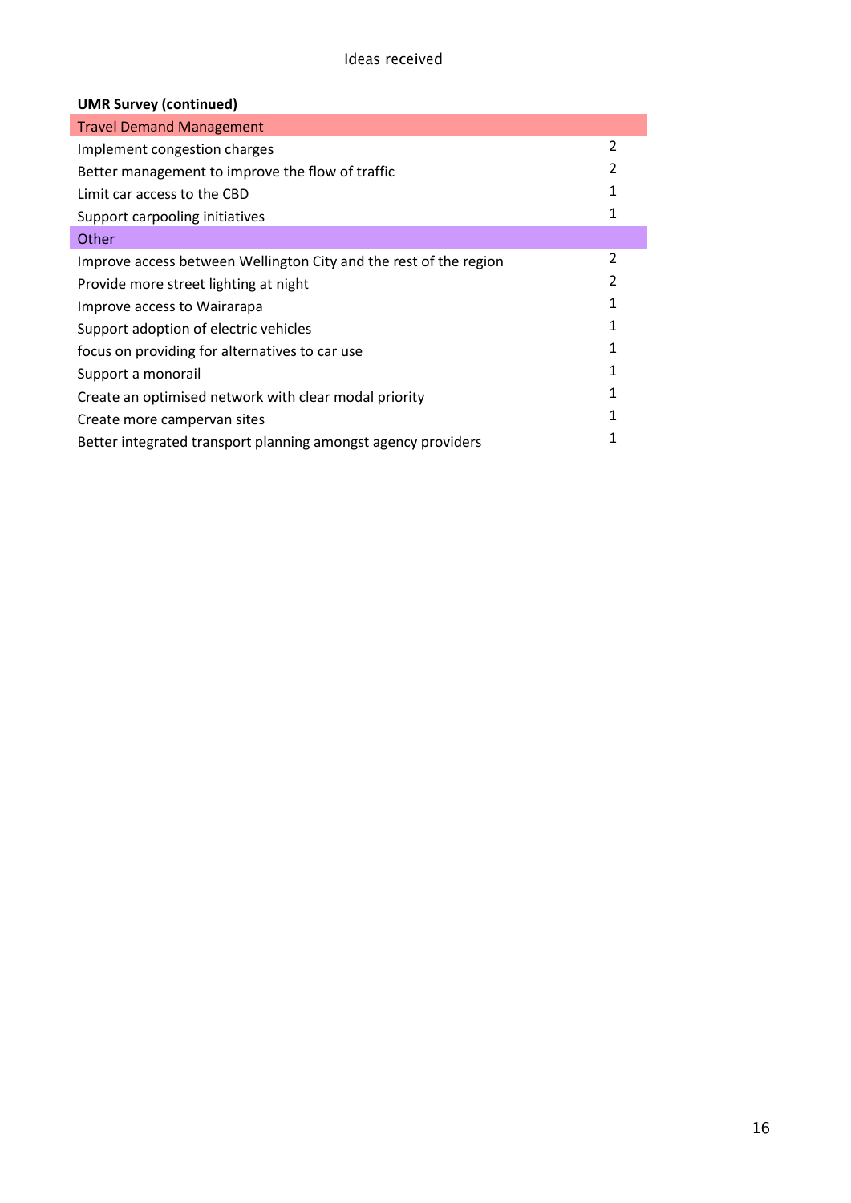**UMR Survey (continued)**

| Travel Demand Management | |
|---|---|
| Implement congestion charges | 2 |
| Better management to improve the flow of traffic | 2 |
| Limit car access to the CBD | 1 |
| Support carpooling initiatives | 1 |
| **Other** | |
| Improve access between Wellington City and the rest of the region | 2 |
| Provide more street lighting at night | 2 |
| Improve access to Wairarapa | 1 |
| Support adoption of electric vehicles | 1 |
| focus on providing for alternatives to car use | 1 |
| Support a monorail | 1 |
| Create an optimised network with clear modal priority | 1 |
| Create more campervan sites | 1 |
| Better integrated transport planning amongst agency providers | 1 |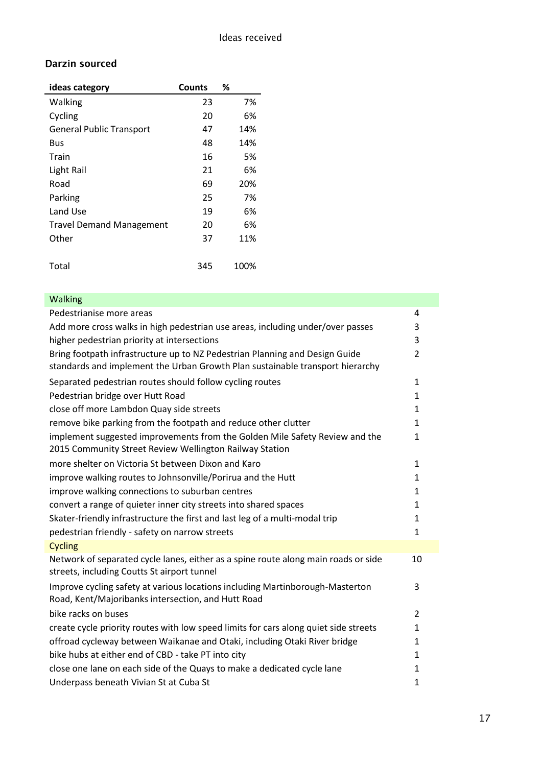Ideas received

## Darzin sourced

| ideas category | Counts | % |
|---|---|---|
| Walking | 23 | 7% |
| Cycling | 20 | 6% |
| General Public Transport | 47 | 14% |
| Bus | 48 | 14% |
| Train | 16 | 5% |
| Light Rail | 21 | 6% |
| Road | 69 | 20% |
| Parking | 25 | 7% |
| Land Use | 19 | 6% |
| Travel Demand Management | 20 | 6% |
| Other | 37 | 11% |
| | | |
| Total | 345 | 100% |

| Walking | |
|---|---|
| Pedestrianise more areas | 4 |
| Add more cross walks in high pedestrian use areas, including under/over passes | 3 |
| higher pedestrian priority at intersections | 3 |
| Bring footpath infrastructure up to NZ Pedestrian Planning and Design Guide standards and implement the Urban Growth Plan sustainable transport hierarchy | 2 |
| Separated pedestrian routes should follow cycling routes | 1 |
| Pedestrian bridge over Hutt Road | 1 |
| close off more Lambdon Quay side streets | 1 |
| remove bike parking from the footpath and reduce other clutter | 1 |
| implement suggested improvements from the Golden Mile Safety Review and the 2015 Community Street Review Wellington Railway Station | 1 |
| more shelter on Victoria St between Dixon and Karo | 1 |
| improve walking routes to Johnsonville/Porirua and the Hutt | 1 |
| improve walking connections to suburban centres | 1 |
| convert a range of quieter inner city streets into shared spaces | 1 |
| Skater-friendly infrastructure the first and last leg of a multi-modal trip | 1 |
| pedestrian friendly - safety on narrow streets | 1 |
| **Cycling** | |
| Network of separated cycle lanes, either as a spine route along main roads or side streets, including Coutts St airport tunnel | 10 |
| Improve cycling safety at various locations including Martinborough-Masterton Road, Kent/Majoribanks intersection, and Hutt Road | 3 |
| bike racks on buses | 2 |
| create cycle priority routes with low speed limits for cars along quiet side streets | 1 |
| offroad cycleway between Waikanae and Otaki, including Otaki River bridge | 1 |
| bike hubs at either end of CBD - take PT into city | 1 |
| close one lane on each side of the Quays to make a dedicated cycle lane | 1 |
| Underpass beneath Vivian St at Cuba St | 1 |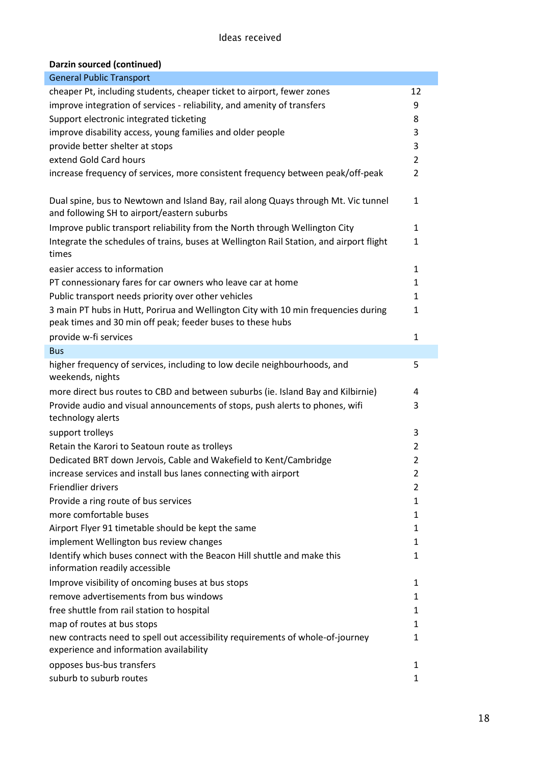Ideas received

**Darzin sourced (continued)**

| General Public Transport | |
|---|---|
| cheaper Pt, including students, cheaper ticket to airport, fewer zones | 12 |
| improve integration of services - reliability, and amenity of transfers | 9 |
| Support electronic integrated ticketing | 8 |
| improve disability access, young families and older people | 3 |
| provide better shelter at stops | 3 |
| extend Gold Card hours | 2 |
| increase frequency of services, more consistent frequency between peak/off-peak | 2 |
| Dual spine, bus to Newtown and Island Bay, rail along Quays through Mt. Vic tunnel and following SH to airport/eastern suburbs | 1 |
| Improve public transport reliability from the North through Wellington City | 1 |
| Integrate the schedules of trains, buses at Wellington Rail Station, and airport flight times | 1 |
| easier access to information | 1 |
| PT connessionary fares for car owners who leave car at home | 1 |
| Public transport needs priority over other vehicles | 1 |
| 3 main PT hubs in Hutt, Porirua and Wellington City with 10 min frequencies during peak times and 30 min off peak; feeder buses to these hubs | 1 |
| provide w-fi services | 1 |
| **Bus** | |
| higher frequency of services, including to low decile neighbourhoods, and weekends, nights | 5 |
| more direct bus routes to CBD and between suburbs (ie. Island Bay and Kilbirnie) | 4 |
| Provide audio and visual announcements of stops, push alerts to phones, wifi technology alerts | 3 |
| support trolleys | 3 |
| Retain the Karori to Seatoun route as trolleys | 2 |
| Dedicated BRT down Jervois, Cable and Wakefield to Kent/Cambridge | 2 |
| increase services and install bus lanes connecting with airport | 2 |
| Friendlier drivers | 2 |
| Provide a ring route of bus services | 1 |
| more comfortable buses | 1 |
| Airport Flyer 91 timetable should be kept the same | 1 |
| implement Wellington bus review changes | 1 |
| Identify which buses connect with the Beacon Hill shuttle and make this information readily accessible | 1 |
| Improve visibility of oncoming buses at bus stops | 1 |
| remove advertisements from bus windows | 1 |
| free shuttle from rail station to hospital | 1 |
| map of routes at bus stops | 1 |
| new contracts need to spell out accessibility requirements of whole-of-journey experience and information availability | 1 |
| opposes bus-bus transfers | 1 |
| suburb to suburb routes | 1 |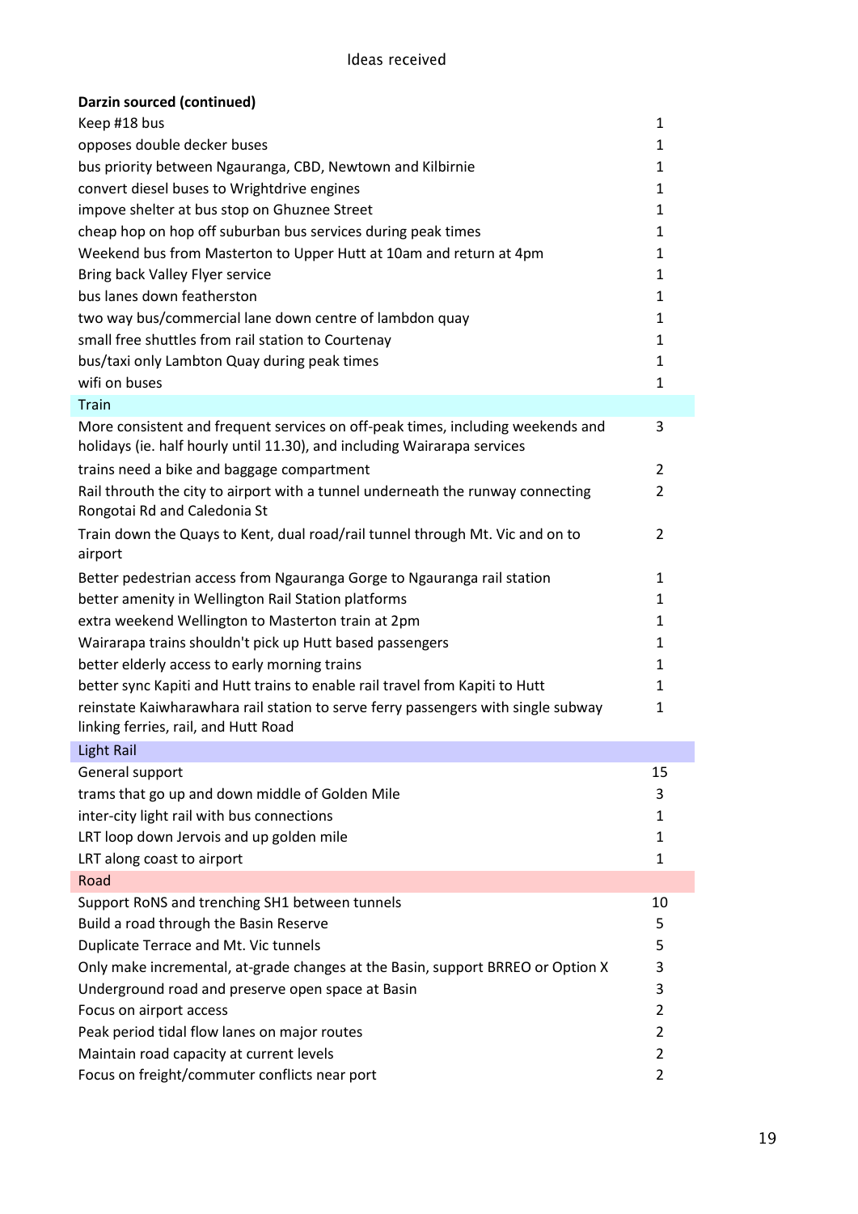Ideas received

| **Darzin sourced (continued)** | |
|---|---|
| Keep #18 bus | 1 |
| opposes double decker buses | 1 |
| bus priority between Ngauranga, CBD, Newtown and Kilbirnie | 1 |
| convert diesel buses to Wrightdrive engines | 1 |
| impove shelter at bus stop on Ghuznee Street | 1 |
| cheap hop on hop off suburban bus services during peak times | 1 |
| Weekend bus from Masterton to Upper Hutt at 10am and return at 4pm | 1 |
| Bring back Valley Flyer service | 1 |
| bus lanes down featherston | 1 |
| two way bus/commercial lane down centre of lambdon quay | 1 |
| small free shuttles from rail station to Courtenay | 1 |
| bus/taxi only Lambton Quay during peak times | 1 |
| wifi on buses | 1 |
| Train | |
| More consistent and frequent services on off-peak times, including weekends and holidays (ie. half hourly until 11.30), and including Wairarapa services | 3 |
| trains need a bike and baggage compartment | 2 |
| Rail throuth the city to airport with a tunnel underneath the runway connecting Rongotai Rd and Caledonia St | 2 |
| Train down the Quays to Kent, dual road/rail tunnel through Mt. Vic and on to airport | 2 |
| Better pedestrian access from Ngauranga Gorge to Ngauranga rail station | 1 |
| better amenity in Wellington Rail Station platforms | 1 |
| extra weekend Wellington to Masterton train at 2pm | 1 |
| Wairarapa trains shouldn't pick up Hutt based passengers | 1 |
| better elderly access to early morning trains | 1 |
| better sync Kapiti and Hutt trains to enable rail travel from Kapiti to Hutt | 1 |
| reinstate Kaiwharawhara rail station to serve ferry passengers with single subway linking ferries, rail, and Hutt Road | 1 |
| Light Rail | |
| General support | 15 |
| trams that go up and down middle of Golden Mile | 3 |
| inter-city light rail with bus connections | 1 |
| LRT loop down Jervois and up golden mile | 1 |
| LRT along coast to airport | 1 |
| Road | |
| Support RoNS and trenching SH1 between tunnels | 10 |
| Build a road through the Basin Reserve | 5 |
| Duplicate Terrace and Mt. Vic tunnels | 5 |
| Only make incremental, at-grade changes at the Basin, support BRREO or Option X | 3 |
| Underground road and preserve open space at Basin | 3 |
| Focus on airport access | 2 |
| Peak period tidal flow lanes on major routes | 2 |
| Maintain road capacity at current levels | 2 |
| Focus on freight/commuter conflicts near port | 2 |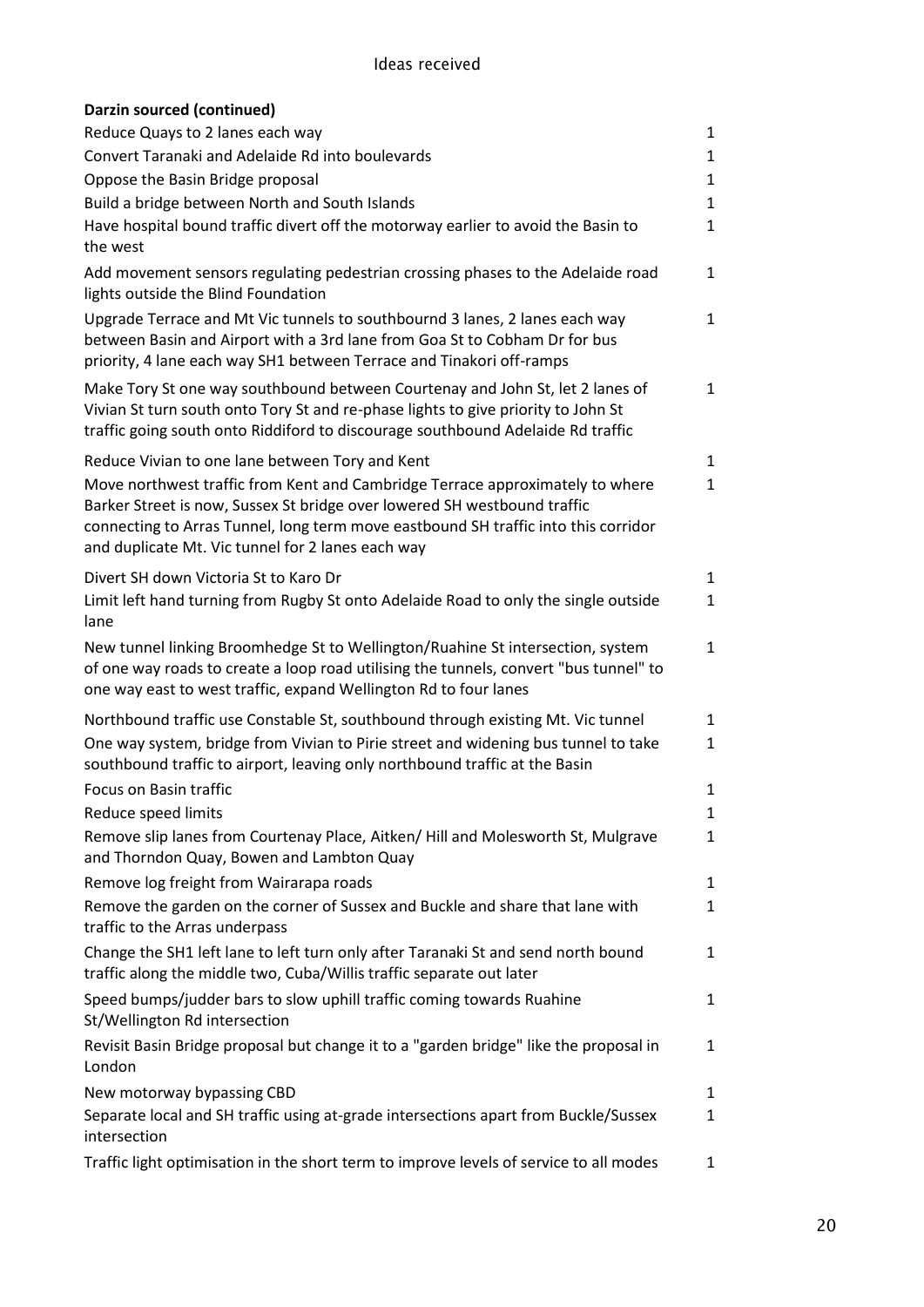Ideas received

**Darzin sourced (continued)**

| | |
|---|---|
| Reduce Quays to 2 lanes each way | 1 |
| Convert Taranaki and Adelaide Rd into boulevards | 1 |
| Oppose the Basin Bridge proposal | 1 |
| Build a bridge between North and South Islands | 1 |
| Have hospital bound traffic divert off the motorway earlier to avoid the Basin to the west | 1 |
| Add movement sensors regulating pedestrian crossing phases to the Adelaide road lights outside the Blind Foundation | 1 |
| Upgrade Terrace and Mt Vic tunnels to southbournd 3 lanes, 2 lanes each way between Basin and Airport with a 3rd lane from Goa St to Cobham Dr for bus priority, 4 lane each way SH1 between Terrace and Tinakori off-ramps | 1 |
| Make Tory St one way southbound between Courtenay and John St, let 2 lanes of Vivian St turn south onto Tory St and re-phase lights to give priority to John St traffic going south onto Riddiford to discourage southbound Adelaide Rd traffic | 1 |
| Reduce Vivian to one lane between Tory and Kent | 1 |
| Move northwest traffic from Kent and Cambridge Terrace approximately to where Barker Street is now, Sussex St bridge over lowered SH westbound traffic connecting to Arras Tunnel, long term move eastbound SH traffic into this corridor and duplicate Mt. Vic tunnel for 2 lanes each way | 1 |
| Divert SH down Victoria St to Karo Dr | 1 |
| Limit left hand turning from Rugby St onto Adelaide Road to only the single outside lane | 1 |
| New tunnel linking Broomhedge St to Wellington/Ruahine St intersection, system of one way roads to create a loop road utilising the tunnels, convert "bus tunnel" to one way east to west traffic, expand Wellington Rd to four lanes | 1 |
| Northbound traffic use Constable St, southbound through existing Mt. Vic tunnel | 1 |
| One way system, bridge from Vivian to Pirie street and widening bus tunnel to take southbound traffic to airport, leaving only northbound traffic at the Basin | 1 |
| Focus on Basin traffic | 1 |
| Reduce speed limits | 1 |
| Remove slip lanes from Courtenay Place, Aitken/ Hill and Molesworth St, Mulgrave and Thorndon Quay, Bowen and Lambton Quay | 1 |
| Remove log freight from Wairarapa roads | 1 |
| Remove the garden on the corner of Sussex and Buckle and share that lane with traffic to the Arras underpass | 1 |
| Change the SH1 left lane to left turn only after Taranaki St and send north bound traffic along the middle two, Cuba/Willis traffic separate out later | 1 |
| Speed bumps/judder bars to slow uphill traffic coming towards Ruahine St/Wellington Rd intersection | 1 |
| Revisit Basin Bridge proposal but change it to a "garden bridge" like the proposal in London | 1 |
| New motorway bypassing CBD | 1 |
| Separate local and SH traffic using at-grade intersections apart from Buckle/Sussex intersection | 1 |
| Traffic light optimisation in the short term to improve levels of service to all modes | 1 |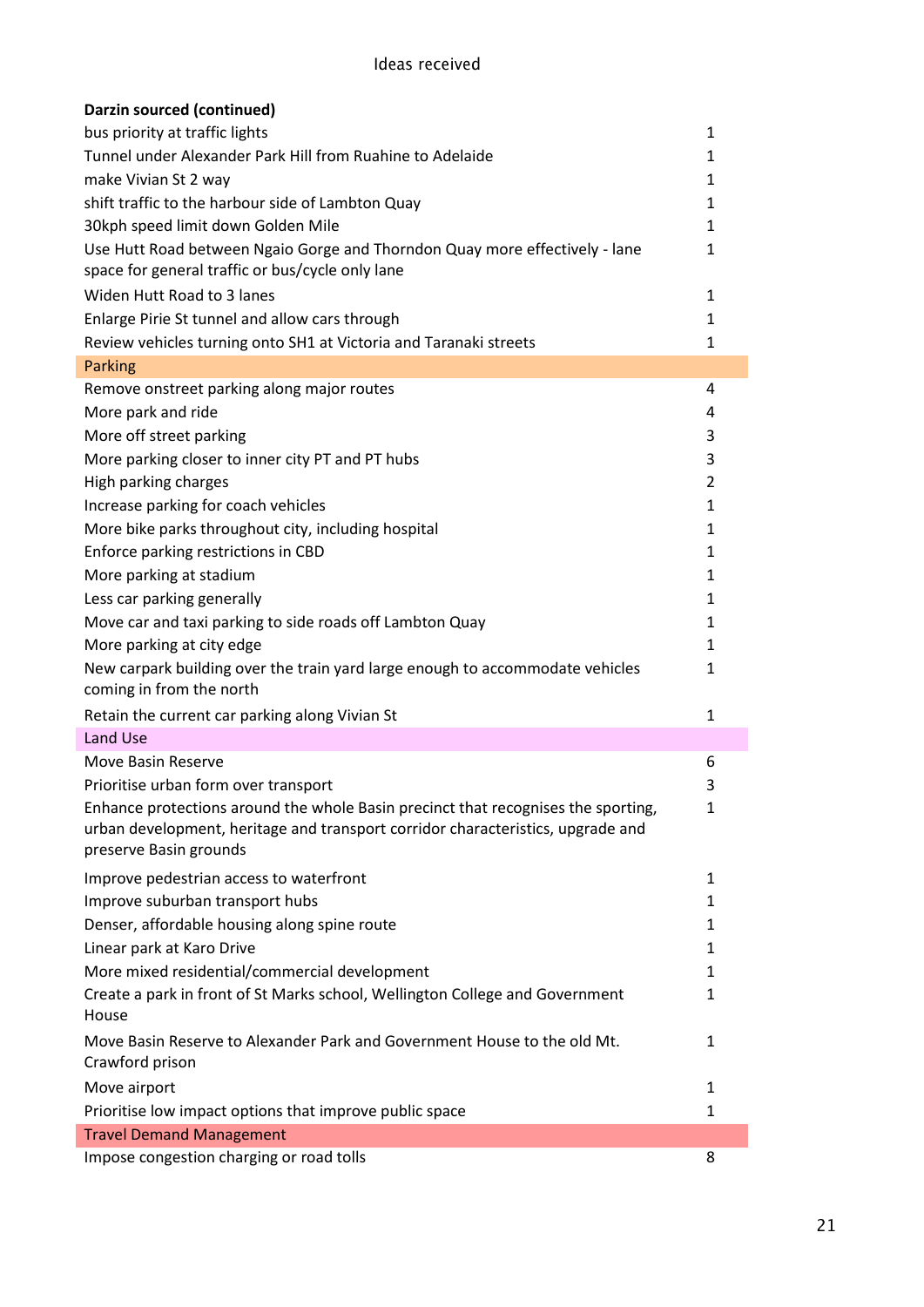Ideas received

| Darzin sourced (continued) | |
|---|---|
| bus priority at traffic lights | 1 |
| Tunnel under Alexander Park Hill from Ruahine to Adelaide | 1 |
| make Vivian St 2 way | 1 |
| shift traffic to the harbour side of Lambton Quay | 1 |
| 30kph speed limit down Golden Mile | 1 |
| Use Hutt Road between Ngaio Gorge and Thorndon Quay more effectively - lane space for general traffic or bus/cycle only lane | 1 |
| Widen Hutt Road to 3 lanes | 1 |
| Enlarge Pirie St tunnel and allow cars through | 1 |
| Review vehicles turning onto SH1 at Victoria and Taranaki streets | 1 |
| **Parking** | |
| Remove onstreet parking along major routes | 4 |
| More park and ride | 4 |
| More off street parking | 3 |
| More parking closer to inner city PT and PT hubs | 3 |
| High parking charges | 2 |
| Increase parking for coach vehicles | 1 |
| More bike parks throughout city, including hospital | 1 |
| Enforce parking restrictions in CBD | 1 |
| More parking at stadium | 1 |
| Less car parking generally | 1 |
| Move car and taxi parking to side roads off Lambton Quay | 1 |
| More parking at city edge | 1 |
| New carpark building over the train yard large enough to accommodate vehicles coming in from the north | 1 |
| Retain the current car parking along Vivian St | 1 |
| **Land Use** | |
| Move Basin Reserve | 6 |
| Prioritise urban form over transport | 3 |
| Enhance protections around the whole Basin precinct that recognises the sporting, urban development, heritage and transport corridor characteristics, upgrade and preserve Basin grounds | 1 |
| Improve pedestrian access to waterfront | 1 |
| Improve suburban transport hubs | 1 |
| Denser, affordable housing along spine route | 1 |
| Linear park at Karo Drive | 1 |
| More mixed residential/commercial development | 1 |
| Create a park in front of St Marks school, Wellington College and Government House | 1 |
| Move Basin Reserve to Alexander Park and Government House to the old Mt. Crawford prison | 1 |
| Move airport | 1 |
| Prioritise low impact options that improve public space | 1 |
| **Travel Demand Management** | |
| Impose congestion charging or road tolls | 8 |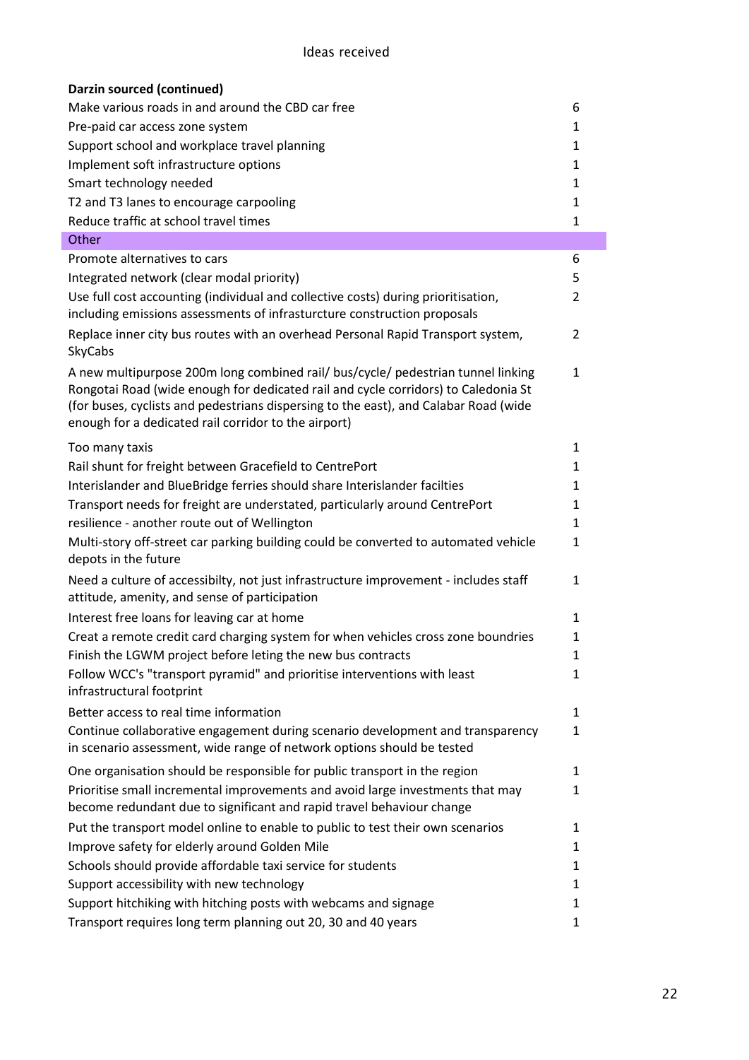Ideas received

| | |
|---|---|
| **Darzin sourced (continued)** | |
| Make various roads in and around the CBD car free | 6 |
| Pre-paid car access zone system | 1 |
| Support school and workplace travel planning | 1 |
| Implement soft infrastructure options | 1 |
| Smart technology needed | 1 |
| T2 and T3 lanes to encourage carpooling | 1 |
| Reduce traffic at school travel times | 1 |
| Other | |
| Promote alternatives to cars | 6 |
| Integrated network (clear modal priority) | 5 |
| Use full cost accounting (individual and collective costs) during prioritisation, including emissions assessments of infrasturcture construction proposals | 2 |
| Replace inner city bus routes with an overhead Personal Rapid Transport system, SkyCabs | 2 |
| A new multipurpose 200m long combined rail/ bus/cycle/ pedestrian tunnel linking Rongotai Road (wide enough for dedicated rail and cycle corridors) to Caledonia St (for buses, cyclists and pedestrians dispersing to the east), and Calabar Road (wide enough for a dedicated rail corridor to the airport) | 1 |
| Too many taxis | 1 |
| Rail shunt for freight between Gracefield to CentrePort | 1 |
| Interislander and BlueBridge ferries should share Interislander facilties | 1 |
| Transport needs for freight are understated, particularly around CentrePort | 1 |
| resilience - another route out of Wellington | 1 |
| Multi-story off-street car parking building could be converted to automated vehicle depots in the future | 1 |
| Need a culture of accessibilty, not just infrastructure improvement - includes staff attitude, amenity, and sense of participation | 1 |
| Interest free loans for leaving car at home | 1 |
| Creat a remote credit card charging system for when vehicles cross zone boundries | 1 |
| Finish the LGWM project before leting the new bus contracts | 1 |
| Follow WCC's "transport pyramid" and prioritise interventions with least infrastructural footprint | 1 |
| Better access to real time information | 1 |
| Continue collaborative engagement during scenario development and transparency in scenario assessment, wide range of network options should be tested | 1 |
| One organisation should be responsible for public transport in the region | 1 |
| Prioritise small incremental improvements and avoid large investments that may become redundant due to significant and rapid travel behaviour change | 1 |
| Put the transport model online to enable to public to test their own scenarios | 1 |
| Improve safety for elderly around Golden Mile | 1 |
| Schools should provide affordable taxi service for students | 1 |
| Support accessibility with new technology | 1 |
| Support hitchiking with hitching posts with webcams and signage | 1 |
| Transport requires long term planning out 20, 30 and 40 years | 1 |